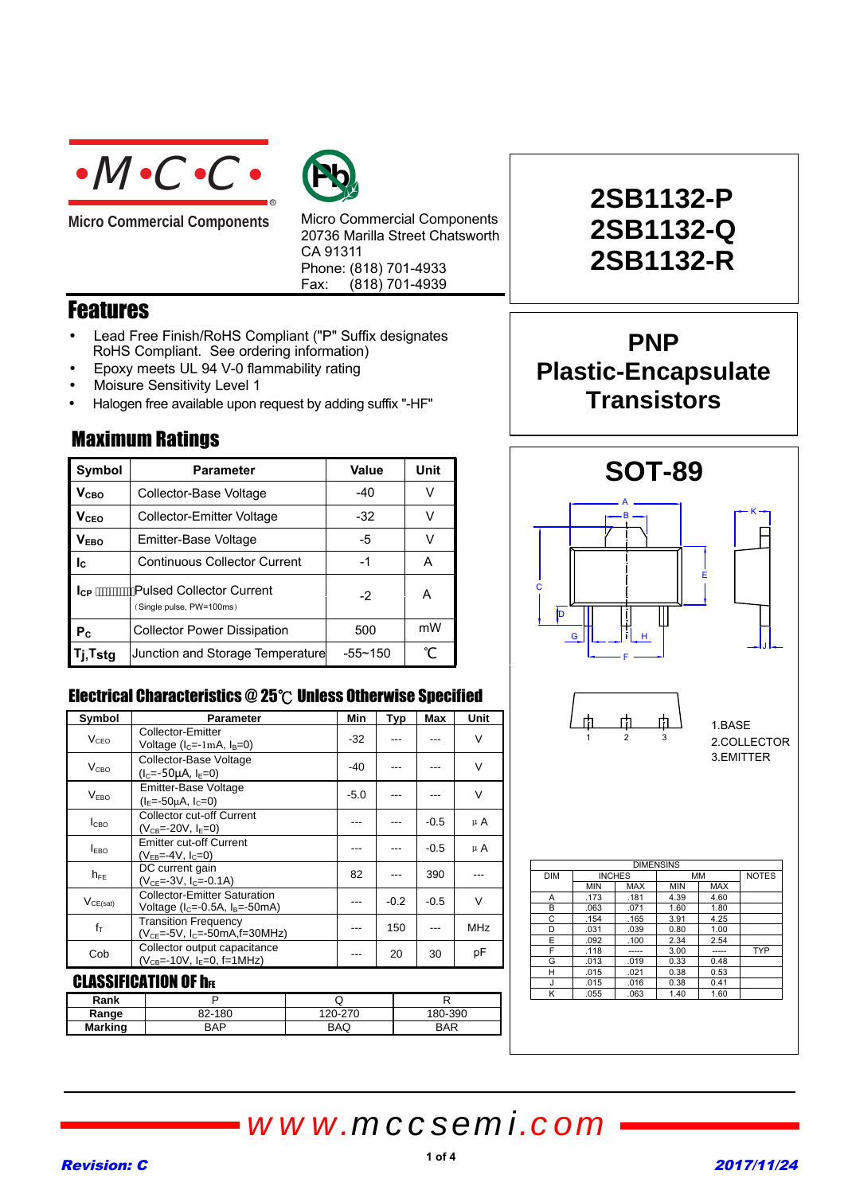**·M·C·C·**

**Micro Commercial Components**

Micro Commercial Components
20736 Marilla Street Chatsworth
CA 91311
Phone: (818) 701-4933
Fax: (818) 701-4939

# 2SB1132-P
# 2SB1132-Q
# 2SB1132-R

## PNP Plastic-Encapsulate Transistors

## Features

- Lead Free Finish/RoHS Compliant ("P" Suffix designates RoHS Compliant. See ordering information)
- Epoxy meets UL 94 V-0 flammability rating
- Moisure Sensitivity Level 1
- Halogen free available upon request by adding suffix "-HF"

## Maximum Ratings

| Symbol | Parameter | Value | Unit |
|---|---|---|---|
| $V_{CBO}$ | Collector-Base Voltage | -40 | V |
| $V_{CEO}$ | Collector-Emitter Voltage | -32 | V |
| $V_{EBO}$ | Emitter-Base Voltage | -5 | V |
| $I_C$ | Continuous Collector Current | -1 | A |
| $I_{CP}$ | Pulsed Collector Current (Single pulse, PW=100ms) | -2 | A |
| $P_C$ | Collector Power Dissipation | 500 | mW |
| Tj,Tstg | Junction and Storage Temperature | -55~150 | ℃ |

## Electrical Characteristics @ 25℃ Unless Otherwise Specified

| Symbol | Parameter | Min | Typ | Max | Unit |
|---|---|---|---|---|---|
| $V_{CEO}$ | Collector-Emitter Voltage ($I_C$=-1mA, $I_B$=0) | -32 | --- | --- | V |
| $V_{CBO}$ | Collector-Base Voltage ($I_C$=-50μA, $I_E$=0) | -40 | --- | --- | V |
| $V_{EBO}$ | Emitter-Base Voltage ($I_E$=-50μA, $I_C$=0) | -5.0 | --- | --- | V |
| $I_{CBO}$ | Collector cut-off Current ($V_{CB}$=-20V, $I_E$=0) | --- | --- | -0.5 | μA |
| $I_{EBO}$ | Emitter cut-off Current ($V_{EB}$=-4V, $I_C$=0) | --- | --- | -0.5 | μA |
| $h_{FE}$ | DC current gain ($V_{CE}$=-3V, $I_C$=-0.1A) | 82 | --- | 390 | --- |
| $V_{CE(sat)}$ | Collector-Emitter Saturation Voltage ($I_C$=-0.5A, $I_B$=-50mA) | --- | -0.2 | -0.5 | V |
| $f_T$ | Transition Frequency ($V_{CE}$=-5V, $I_C$=-50mA,f=30MHz) | --- | 150 | --- | MHz |
| Cob | Collector output capacitance ($V_{CB}$=-10V, $I_E$=0, f=1MHz) | --- | 20 | 30 | pF |

## CLASSIFICATION OF $h_{FE}$

| Rank | P | Q | R |
|---|---|---|---|
| Range | 82-180 | 120-270 | 180-390 |
| Marking | BAP | BAQ | BAR |

## SOT-89

1.BASE
2.COLLECTOR
3.EMITTER

| DIM | INCHES | | MM | | NOTES |
|---|---|---|---|---|---|
| | MIN | MAX | MIN | MAX | |
| A | .173 | .181 | 4.39 | 4.60 | |
| B | .063 | .071 | 1.60 | 1.80 | |
| C | .154 | .165 | 3.91 | 4.25 | |
| D | .031 | .039 | 0.80 | 1.00 | |
| E | .092 | .100 | 2.34 | 2.54 | |
| F | .118 | ----- | 3.00 | ----- | TYP |
| G | .013 | .019 | 0.33 | 0.48 | |
| H | .015 | .021 | 0.38 | 0.53 | |
| J | .015 | .016 | 0.38 | 0.41 | |
| K | .055 | .063 | 1.40 | 1.60 | |

www.mccsemi.com

Revision: C 2017/11/24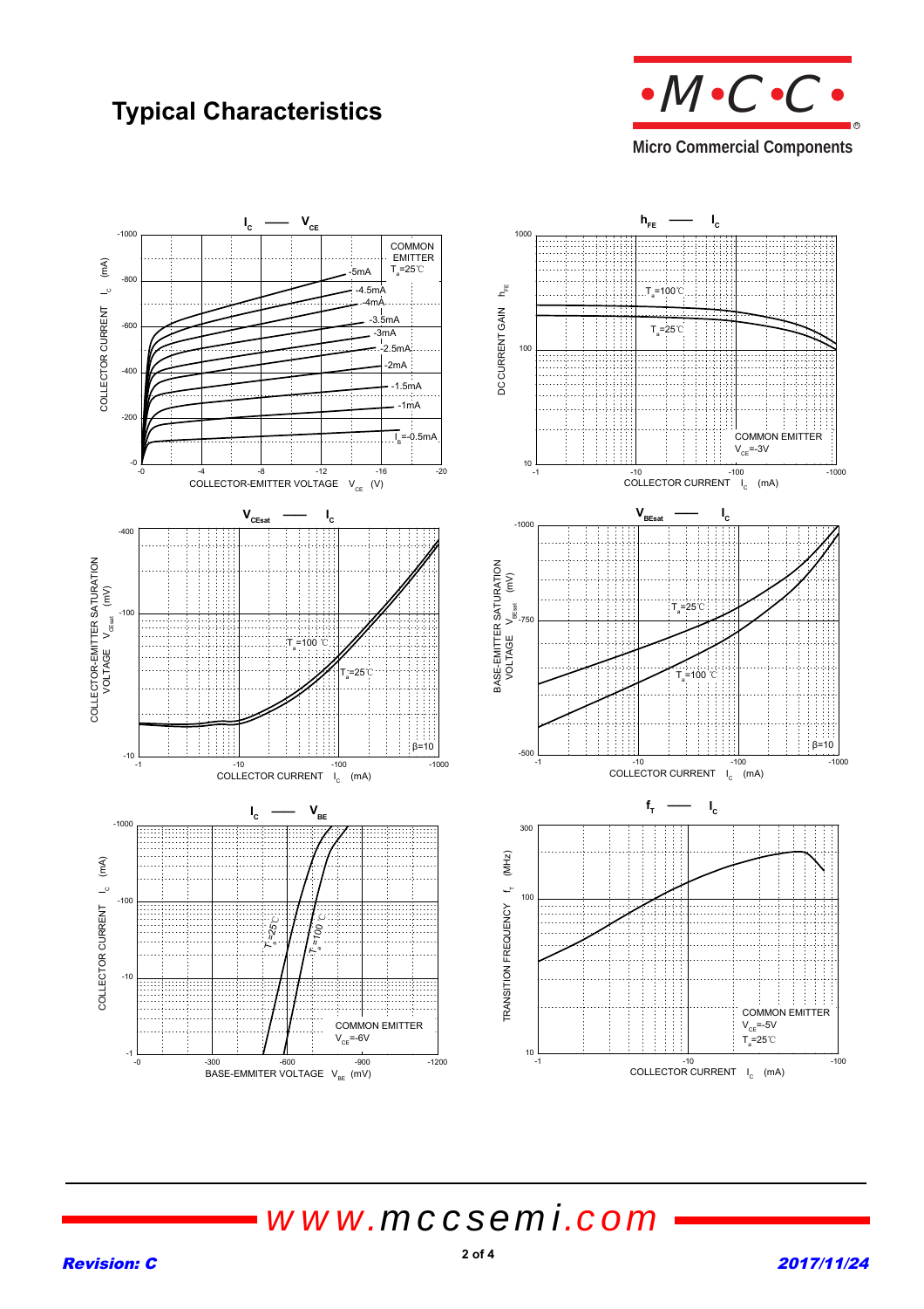# Typical Characteristics

### $I_C$ — $V_{CE}$

COMMON EMITTER
$T_a$=25℃

$I_B$ = -0.5mA, -1mA, -1.5mA, -2mA, -2.5mA, -3mA, -3.5mA, -4mA, -4.5mA, -5mA

COLLECTOR CURRENT $I_C$ (mA)

COLLECTOR-EMITTER VOLTAGE $V_{CE}$ (V)

### $h_{FE}$ — $I_C$

$T_a$=100℃

$T_a$=25℃

COMMON EMITTER
$V_{CE}$=-3V

DC CURRENT GAIN $h_{FE}$

COLLECTOR CURRENT $I_C$ (mA)

### $V_{CEsat}$ — $I_C$

$T_a$=100 ℃

$T_a$=25℃

β=10

COLLECTOR-EMITTER SATURATION VOLTAGE $V_{CEsat}$ (mV)

COLLECTOR CURRENT $I_C$ (mA)

### $V_{BEsat}$ — $I_C$

$T_a$=25℃

$T_a$=100 ℃

β=10

BASE-EMITTER SATURATION VOLTAGE $V_{BEsat}$ (mV)

COLLECTOR CURRENT $I_C$ (mA)

### $I_C$ — $V_{BE}$

$T_a$=25℃

$T_a$=100℃

COMMON EMITTER
$V_{CE}$=-6V

COLLECTOR CURRENT $I_C$ (mA)

BASE-EMMITER VOLTAGE $V_{BE}$ (mV)

### $f_T$ — $I_C$

COMMON EMITTER
$V_{CE}$=-5V
$T_a$=25℃

TRANSITION FREQUENCY $f_T$ (MHz)

COLLECTOR CURRENT $I_C$ (mA)

*Revision: C*

*2017/11/24*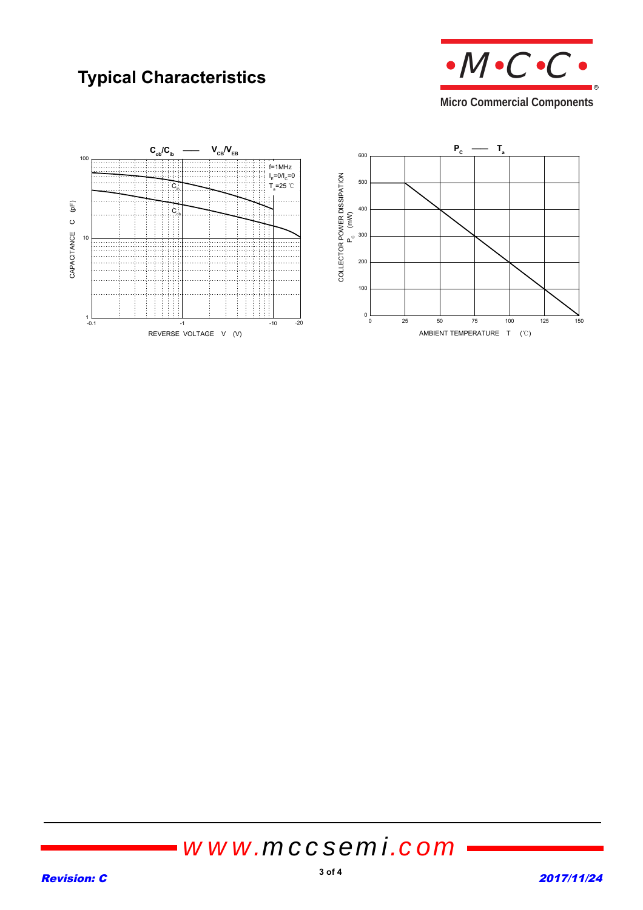# Typical Characteristics

$C_{ob}/C_{ib}$ —— $V_{CB}/V_{EB}$

f=1MHz
$I_E$=0/$I_C$=0
$T_a$=25 ℃

$C_{ib}$

$C_{ob}$

CAPACITANCE C (pF)

REVERSE VOLTAGE V (V)

$P_C$ —— $T_a$

COLLECTOR POWER DISSIPATION $P_C$ (mW)

AMBIENT TEMPERATURE T (℃)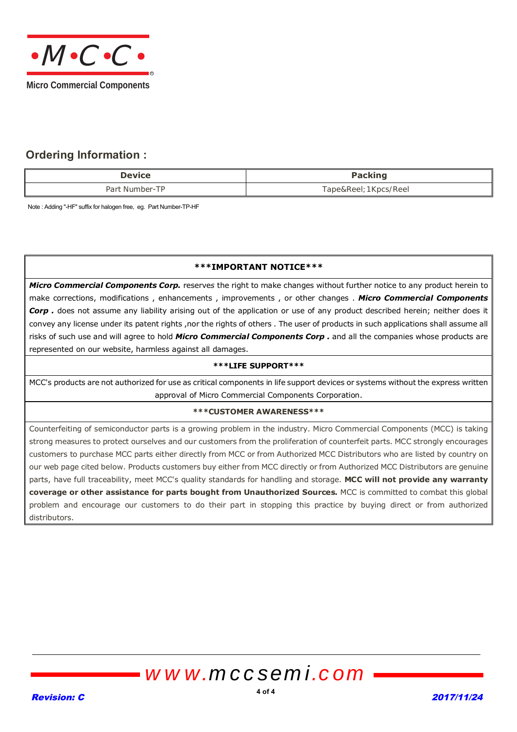Micro Commercial Components

## Ordering Information :

| Device | Packing |
| --- | --- |
| Part Number-TP | Tape&Reel; 1Kpcs/Reel |

Note : Adding "-HF" suffix for halogen free, eg. Part Number-TP-HF

| ***IMPORTANT NOTICE*** |
| --- |
| ***Micro Commercial Components Corp.*** reserves the right to make changes without further notice to any product herein to make corrections, modifications , enhancements , improvements , or other changes . ***Micro Commercial Components Corp .*** does not assume any liability arising out of the application or use of any product described herein; neither does it convey any license under its patent rights ,nor the rights of others . The user of products in such applications shall assume all risks of such use and will agree to hold ***Micro Commercial Components Corp .*** and all the companies whose products are represented on our website, harmless against all damages. |
| **\*\*\*LIFE SUPPORT\*\*\*** |
| MCC's products are not authorized for use as critical components in life support devices or systems without the express written approval of Micro Commercial Components Corporation. |
| **\*\*\*CUSTOMER AWARENESS\*\*\*** |
| Counterfeiting of semiconductor parts is a growing problem in the industry. Micro Commercial Components (MCC) is taking strong measures to protect ourselves and our customers from the proliferation of counterfeit parts. MCC strongly encourages customers to purchase MCC parts either directly from MCC or from Authorized MCC Distributors who are listed by country on our web page cited below. Products customers buy either from MCC directly or from Authorized MCC Distributors are genuine parts, have full traceability, meet MCC's quality standards for handling and storage. **MCC will not provide any warranty coverage or other assistance for parts bought from Unauthorized Sources.** MCC is committed to combat this global problem and encourage our customers to do their part in stopping this practice by buying direct or from authorized distributors. |

www.mccsemi.com

*Revision: C* *2017/11/24*